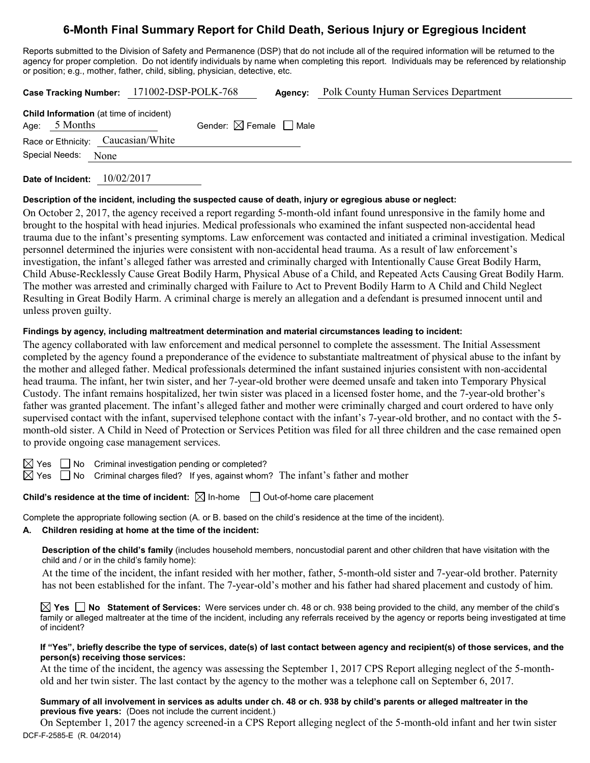# 6-Month Final Summary Report for Child Death, Serious Injury or Egregious Incident

Reports submitted to the Division of Safety and Permanence (DSP) that do not include all of the required information will be returned to the agency for proper completion. Do not identify individuals by name when completing this report. Individuals may be referenced by relationship or position; e.g., mother, father, child, sibling, physician, detective, etc.

**Case Tracking Number:** 171002-DSP-POLK-768 **Agency:** Polk County Human Services Department

**Child Information** (at time of incident)

Age: 5 Months Gender: ☒ Female ☐ Male

Race or Ethnicity: Caucasian/White

Special Needs: None

**Date of Incident:** 10/02/2017

**Description of the incident, including the suspected cause of death, injury or egregious abuse or neglect:**

On October 2, 2017, the agency received a report regarding 5-month-old infant found unresponsive in the family home and brought to the hospital with head injuries. Medical professionals who examined the infant suspected non-accidental head trauma due to the infant's presenting symptoms. Law enforcement was contacted and initiated a criminal investigation. Medical personnel determined the injuries were consistent with non-accidental head trauma. As a result of law enforcement's investigation, the infant's alleged father was arrested and criminally charged with Intentionally Cause Great Bodily Harm, Child Abuse-Recklessly Cause Great Bodily Harm, Physical Abuse of a Child, and Repeated Acts Causing Great Bodily Harm. The mother was arrested and criminally charged with Failure to Act to Prevent Bodily Harm to A Child and Child Neglect Resulting in Great Bodily Harm. A criminal charge is merely an allegation and a defendant is presumed innocent until and unless proven guilty.

**Findings by agency, including maltreatment determination and material circumstances leading to incident:**

The agency collaborated with law enforcement and medical personnel to complete the assessment. The Initial Assessment completed by the agency found a preponderance of the evidence to substantiate maltreatment of physical abuse to the infant by the mother and alleged father. Medical professionals determined the infant sustained injuries consistent with non-accidental head trauma. The infant, her twin sister, and her 7-year-old brother were deemed unsafe and taken into Temporary Physical Custody. The infant remains hospitalized, her twin sister was placed in a licensed foster home, and the 7-year-old brother's father was granted placement. The infant's alleged father and mother were criminally charged and court ordered to have only supervised contact with the infant, supervised telephone contact with the infant's 7-year-old brother, and no contact with the 5-month-old sister. A Child in Need of Protection or Services Petition was filed for all three children and the case remained open to provide ongoing case management services.

☒ Yes ☐ No Criminal investigation pending or completed?

☒ Yes ☐ No Criminal charges filed? If yes, against whom? The infant's father and mother

**Child's residence at the time of incident:** ☒ In-home ☐ Out-of-home care placement

Complete the appropriate following section (A. or B. based on the child's residence at the time of the incident).

**A. Children residing at home at the time of the incident:**

**Description of the child's family** (includes household members, noncustodial parent and other children that have visitation with the child and / or in the child's family home):

At the time of the incident, the infant resided with her mother, father, 5-month-old sister and 7-year-old brother. Paternity has not been established for the infant. The 7-year-old's mother and his father had shared placement and custody of him.

☒ **Yes** ☐ **No Statement of Services:** Were services under ch. 48 or ch. 938 being provided to the child, any member of the child's family or alleged maltreater at the time of the incident, including any referrals received by the agency or reports being investigated at time of incident?

**If "Yes", briefly describe the type of services, date(s) of last contact between agency and recipient(s) of those services, and the person(s) receiving those services:**

At the time of the incident, the agency was assessing the September 1, 2017 CPS Report alleging neglect of the 5-month-old and her twin sister. The last contact by the agency to the mother was a telephone call on September 6, 2017.

**Summary of all involvement in services as adults under ch. 48 or ch. 938 by child's parents or alleged maltreater in the previous five years:** (Does not include the current incident.)

On September 1, 2017 the agency screened-in a CPS Report alleging neglect of the 5-month-old infant and her twin sister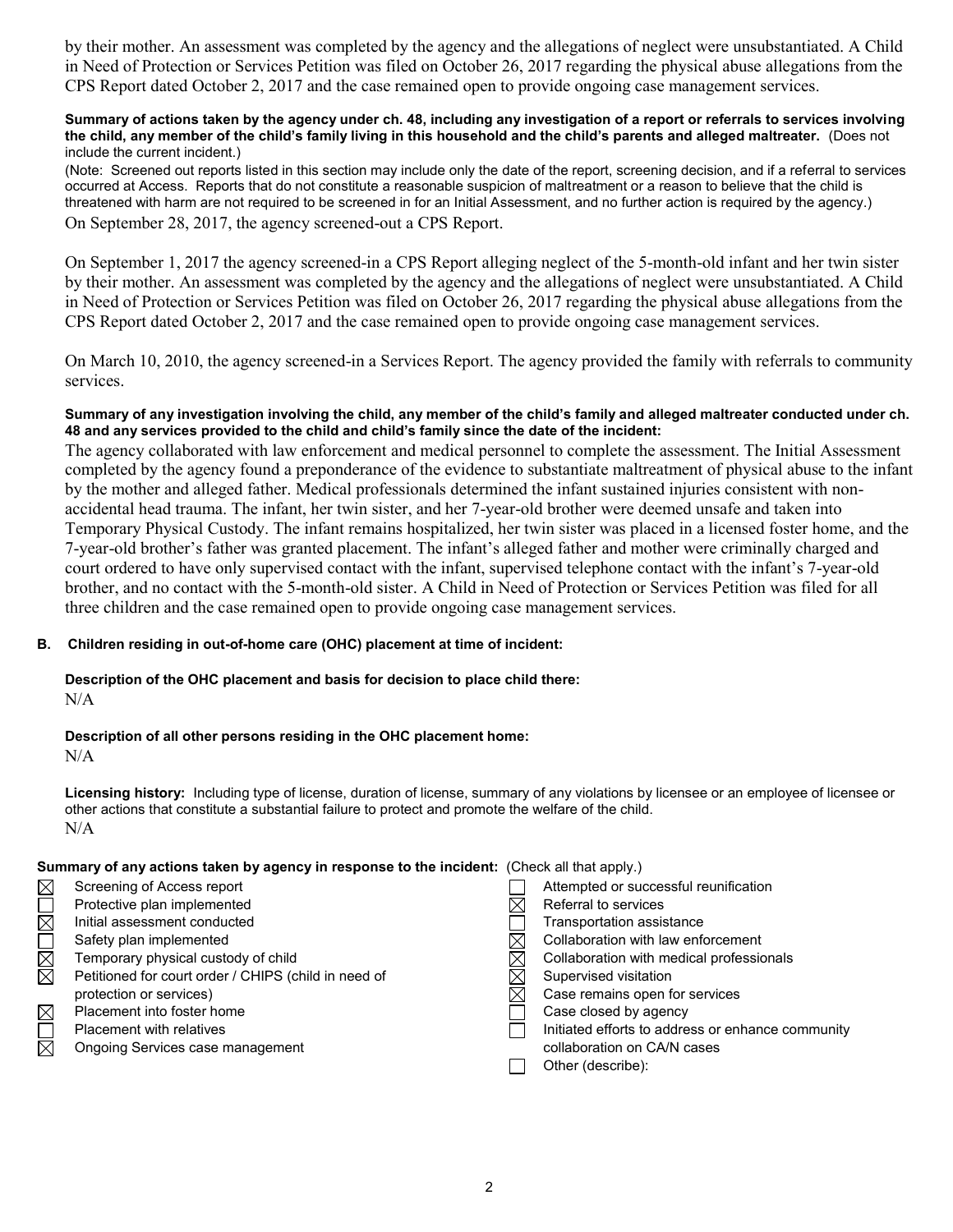by their mother. An assessment was completed by the agency and the allegations of neglect were unsubstantiated. A Child in Need of Protection or Services Petition was filed on October 26, 2017 regarding the physical abuse allegations from the CPS Report dated October 2, 2017 and the case remained open to provide ongoing case management services.

**Summary of actions taken by the agency under ch. 48, including any investigation of a report or referrals to services involving the child, any member of the child's family living in this household and the child's parents and alleged maltreater.** (Does not include the current incident.)

(Note: Screened out reports listed in this section may include only the date of the report, screening decision, and if a referral to services occurred at Access. Reports that do not constitute a reasonable suspicion of maltreatment or a reason to believe that the child is threatened with harm are not required to be screened in for an Initial Assessment, and no further action is required by the agency.)

On September 28, 2017, the agency screened-out a CPS Report.

On September 1, 2017 the agency screened-in a CPS Report alleging neglect of the 5-month-old infant and her twin sister by their mother. An assessment was completed by the agency and the allegations of neglect were unsubstantiated. A Child in Need of Protection or Services Petition was filed on October 26, 2017 regarding the physical abuse allegations from the CPS Report dated October 2, 2017 and the case remained open to provide ongoing case management services.

On March 10, 2010, the agency screened-in a Services Report. The agency provided the family with referrals to community services.

**Summary of any investigation involving the child, any member of the child's family and alleged maltreater conducted under ch. 48 and any services provided to the child and child's family since the date of the incident:**

The agency collaborated with law enforcement and medical personnel to complete the assessment. The Initial Assessment completed by the agency found a preponderance of the evidence to substantiate maltreatment of physical abuse to the infant by the mother and alleged father. Medical professionals determined the infant sustained injuries consistent with non-accidental head trauma. The infant, her twin sister, and her 7-year-old brother were deemed unsafe and taken into Temporary Physical Custody. The infant remains hospitalized, her twin sister was placed in a licensed foster home, and the 7-year-old brother's father was granted placement. The infant's alleged father and mother were criminally charged and court ordered to have only supervised contact with the infant, supervised telephone contact with the infant's 7-year-old brother, and no contact with the 5-month-old sister. A Child in Need of Protection or Services Petition was filed for all three children and the case remained open to provide ongoing case management services.

**B. Children residing in out-of-home care (OHC) placement at time of incident:**

**Description of the OHC placement and basis for decision to place child there:**
N/A

**Description of all other persons residing in the OHC placement home:**
N/A

**Licensing history:** Including type of license, duration of license, summary of any violations by licensee or an employee of licensee or other actions that constitute a substantial failure to protect and promote the welfare of the child.
N/A

**Summary of any actions taken by agency in response to the incident:** (Check all that apply.)

- ☒ Screening of Access report
- ☐ Protective plan implemented
- ☒ Initial assessment conducted
- ☐ Safety plan implemented
- ☒ Temporary physical custody of child
- ☒ Petitioned for court order / CHIPS (child in need of protection or services)
- ☒ Placement into foster home
- ☐ Placement with relatives
- ☒ Ongoing Services case management
- ☐ Attempted or successful reunification
- ☒ Referral to services
- ☐ Transportation assistance
- ☒ Collaboration with law enforcement
- ☒ Collaboration with medical professionals
- ☒ Supervised visitation
- ☒ Case remains open for services
- ☐ Case closed by agency
- ☐ Initiated efforts to address or enhance community collaboration on CA/N cases
- ☐ Other (describe):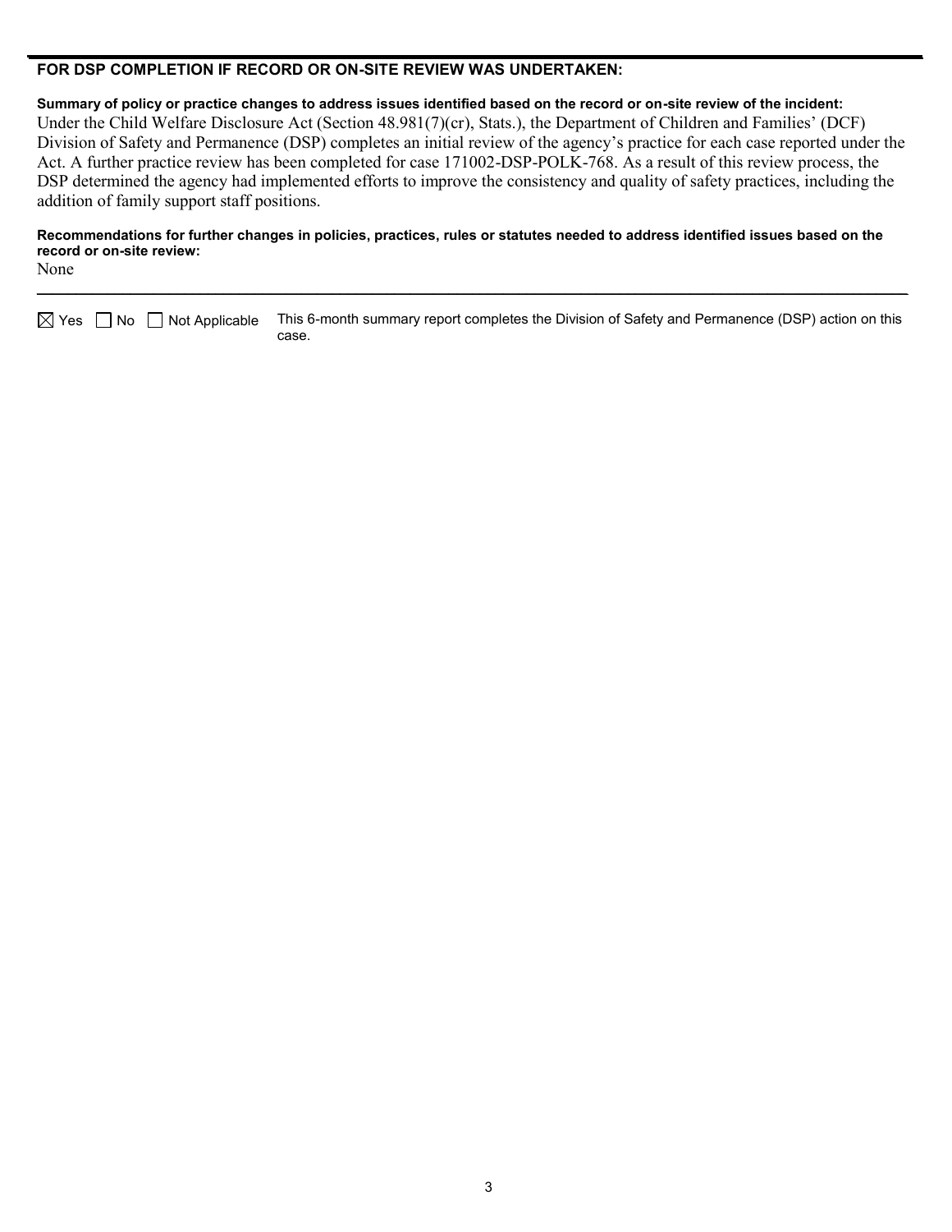**FOR DSP COMPLETION IF RECORD OR ON-SITE REVIEW WAS UNDERTAKEN:**

**Summary of policy or practice changes to address issues identified based on the record or on-site review of the incident:**

Under the Child Welfare Disclosure Act (Section 48.981(7)(cr), Stats.), the Department of Children and Families' (DCF) Division of Safety and Permanence (DSP) completes an initial review of the agency's practice for each case reported under the Act. A further practice review has been completed for case 171002-DSP-POLK-768. As a result of this review process, the DSP determined the agency had implemented efforts to improve the consistency and quality of safety practices, including the addition of family support staff positions.

**Recommendations for further changes in policies, practices, rules or statutes needed to address identified issues based on the record or on-site review:**

None

---

☒ Yes ☐ No ☐ Not Applicable This 6-month summary report completes the Division of Safety and Permanence (DSP) action on this case.